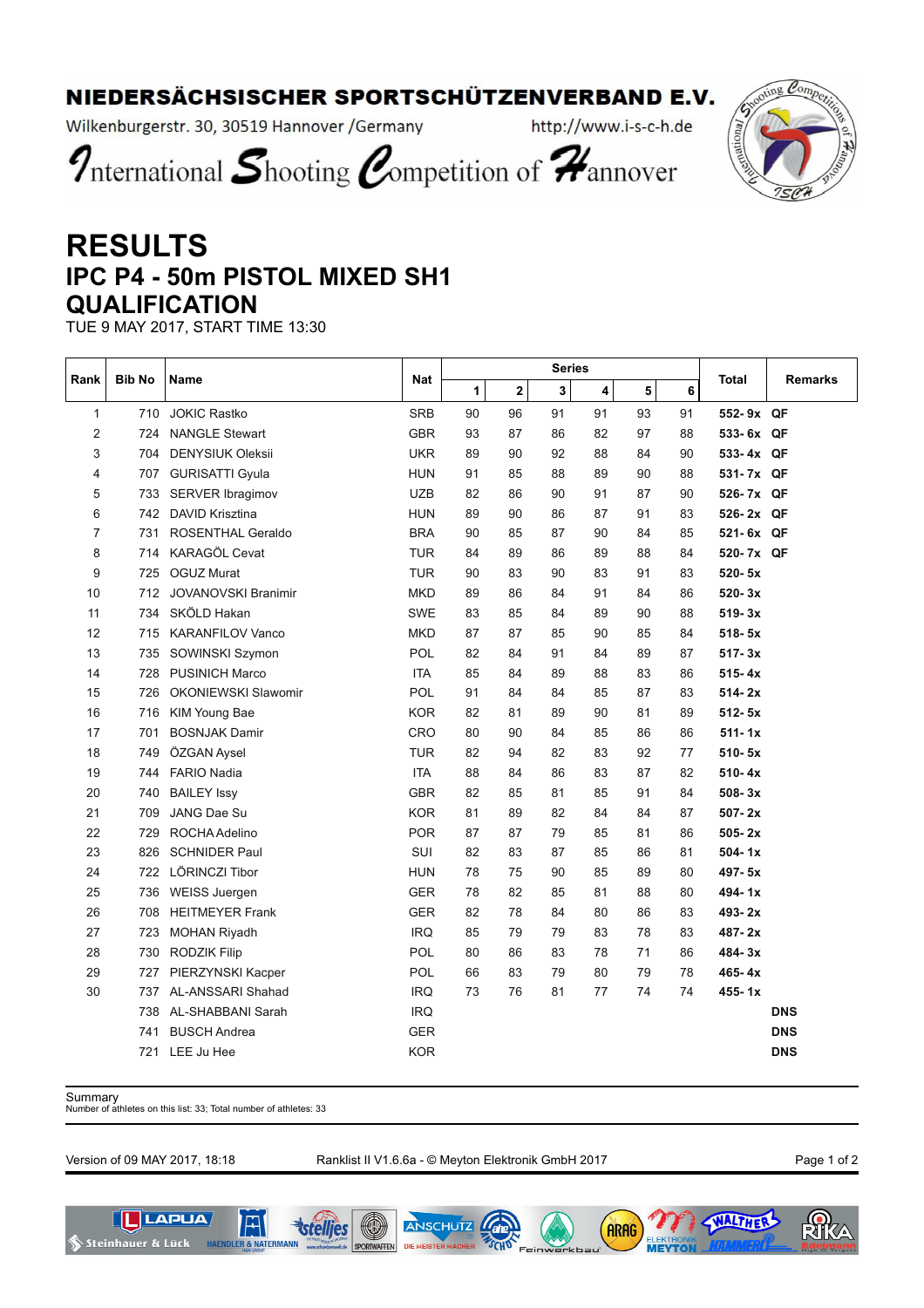NIEDERSÄCHSISCHER SPORTSCHÜTZENVERBAND E.V.

Wilkenburgerstr. 30, 30519 Hannover /Germany http://www.i-s-c-h.de

International Shooting Competition of Hannover

# RESULTS
## IPC P4 - 50m PISTOL MIXED SH1
## QUALIFICATION

TUE 9 MAY 2017, START TIME 13:30

| Rank | Bib No | Name | Nat | Series | | | | | | Total | Remarks |
|---|---|---|---|---|---|---|---|---|---|---|---|
| | | | | 1 | 2 | 3 | 4 | 5 | 6 | | |
| 1 | 710 | JOKIC Rastko | SRB | 90 | 96 | 91 | 91 | 93 | 91 | 552- 9x | QF |
| 2 | 724 | NANGLE Stewart | GBR | 93 | 87 | 86 | 82 | 97 | 88 | 533- 6x | QF |
| 3 | 704 | DENYSIUK Oleksii | UKR | 89 | 90 | 92 | 88 | 84 | 90 | 533- 4x | QF |
| 4 | 707 | GURISATTI Gyula | HUN | 91 | 85 | 88 | 89 | 90 | 88 | 531- 7x | QF |
| 5 | 733 | SERVER Ibragimov | UZB | 82 | 86 | 90 | 91 | 87 | 90 | 526- 7x | QF |
| 6 | 742 | DAVID Krisztina | HUN | 89 | 90 | 86 | 87 | 91 | 83 | 526- 2x | QF |
| 7 | 731 | ROSENTHAL Geraldo | BRA | 90 | 85 | 87 | 90 | 84 | 85 | 521- 6x | QF |
| 8 | 714 | KARAGÖL Cevat | TUR | 84 | 89 | 86 | 89 | 88 | 84 | 520- 7x | QF |
| 9 | 725 | OGUZ Murat | TUR | 90 | 83 | 90 | 83 | 91 | 83 | 520- 5x | |
| 10 | 712 | JOVANOVSKI Branimir | MKD | 89 | 86 | 84 | 91 | 84 | 86 | 520- 3x | |
| 11 | 734 | SKÖLD Hakan | SWE | 83 | 85 | 84 | 89 | 90 | 88 | 519- 3x | |
| 12 | 715 | KARANFILOV Vanco | MKD | 87 | 87 | 85 | 90 | 85 | 84 | 518- 5x | |
| 13 | 735 | SOWINSKI Szymon | POL | 82 | 84 | 91 | 84 | 89 | 87 | 517- 3x | |
| 14 | 728 | PUSINICH Marco | ITA | 85 | 84 | 89 | 88 | 83 | 86 | 515- 4x | |
| 15 | 726 | OKONIEWSKI Slawomir | POL | 91 | 84 | 84 | 85 | 87 | 83 | 514- 2x | |
| 16 | 716 | KIM Young Bae | KOR | 82 | 81 | 89 | 90 | 81 | 89 | 512- 5x | |
| 17 | 701 | BOSNJAK Damir | CRO | 80 | 90 | 84 | 85 | 86 | 86 | 511- 1x | |
| 18 | 749 | ÖZGAN Aysel | TUR | 82 | 94 | 82 | 83 | 92 | 77 | 510- 5x | |
| 19 | 744 | FARIO Nadia | ITA | 88 | 84 | 86 | 83 | 87 | 82 | 510- 4x | |
| 20 | 740 | BAILEY Issy | GBR | 82 | 85 | 81 | 85 | 91 | 84 | 508- 3x | |
| 21 | 709 | JANG Dae Su | KOR | 81 | 89 | 82 | 84 | 84 | 87 | 507- 2x | |
| 22 | 729 | ROCHA Adelino | POR | 87 | 87 | 79 | 85 | 81 | 86 | 505- 2x | |
| 23 | 826 | SCHNIDER Paul | SUI | 82 | 83 | 87 | 85 | 86 | 81 | 504- 1x | |
| 24 | 722 | LÖRINCZI Tibor | HUN | 78 | 75 | 90 | 85 | 89 | 80 | 497- 5x | |
| 25 | 736 | WEISS Juergen | GER | 78 | 82 | 85 | 81 | 88 | 80 | 494- 1x | |
| 26 | 708 | HEITMEYER Frank | GER | 82 | 78 | 84 | 80 | 86 | 83 | 493- 2x | |
| 27 | 723 | MOHAN Riyadh | IRQ | 85 | 79 | 79 | 83 | 78 | 83 | 487- 2x | |
| 28 | 730 | RODZIK Filip | POL | 80 | 86 | 83 | 78 | 71 | 86 | 484- 3x | |
| 29 | 727 | PIERZYNSKI Kacper | POL | 66 | 83 | 79 | 80 | 79 | 78 | 465- 4x | |
| 30 | 737 | AL-ANSSARI Shahad | IRQ | 73 | 76 | 81 | 77 | 74 | 74 | 455- 1x | |
| | 738 | AL-SHABBANI Sarah | IRQ | | | | | | | | DNS |
| | 741 | BUSCH Andrea | GER | | | | | | | | DNS |
| | 721 | LEE Ju Hee | KOR | | | | | | | | DNS |

Summary
Number of athletes on this list: 33; Total number of athletes: 33

Version of 09 MAY 2017, 18:18 Ranklist II V1.6.6a - © Meyton Elektronik GmbH 2017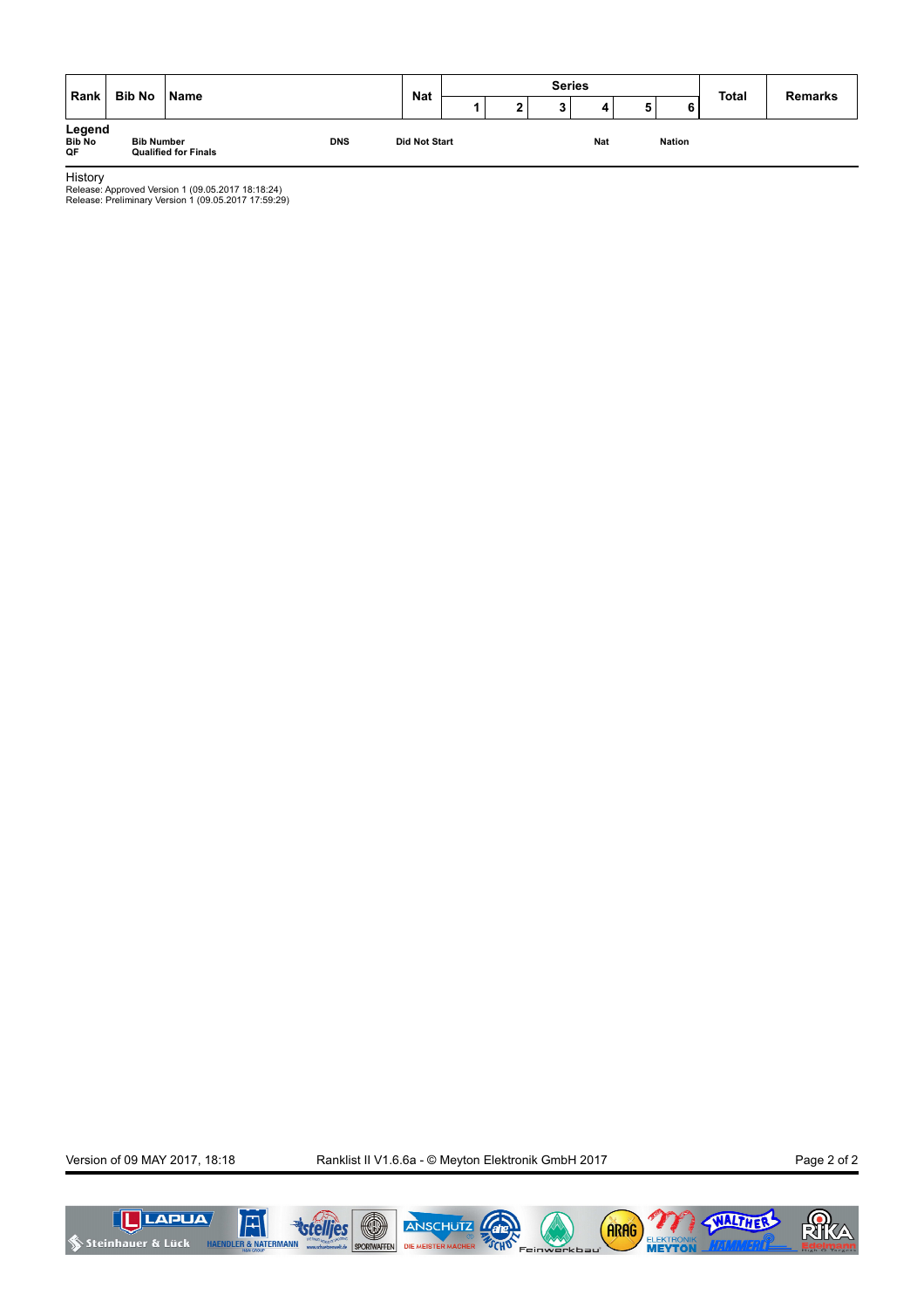| Rank | Bib No | Name | Nat | Series | | | | | | Total | Remarks |
|---|---|---|---|---|---|---|---|---|---|---|---|
| | | | | 1 | 2 | 3 | 4 | 5 | 6 | | |

**Legend**

| | | | | | |
|---|---|---|---|---|---|
| **Bib No** | **Bib Number** | **DNS** | **Did Not Start** | **Nat** | **Nation** |
| **QF** | **Qualified for Finals** | | | | |

History

Release: Approved Version 1 (09.05.2017 18:18:24)
Release: Preliminary Version 1 (09.05.2017 17:59:29)

Version of 09 MAY 2017, 18:18 Ranklist II V1.6.6a - © Meyton Elektronik GmbH 2017